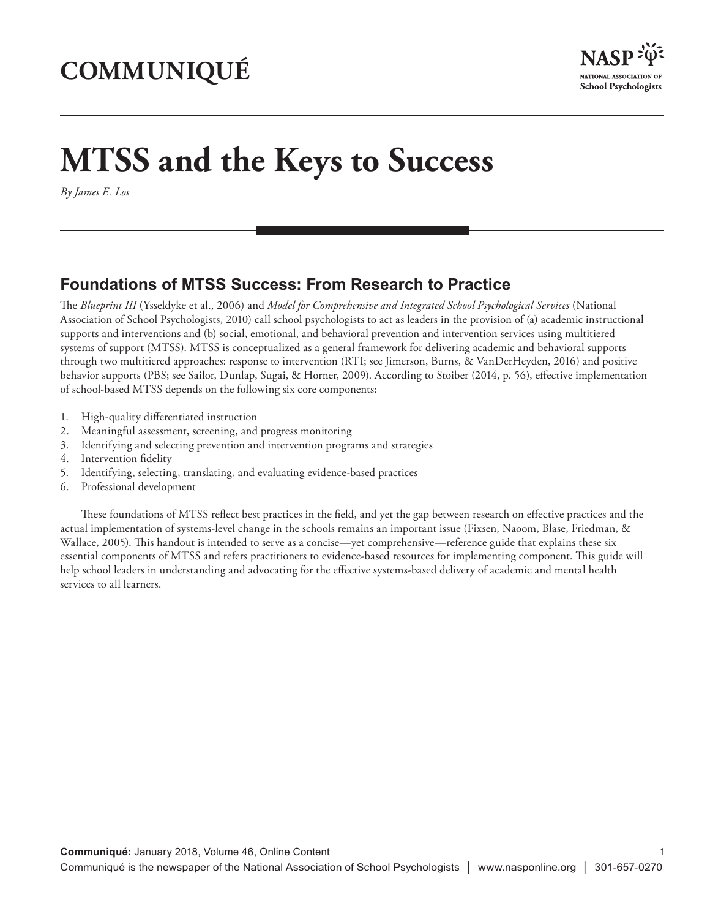# MTSS and the Keys to Success

*By James E. Los*

## Foundations of MTSS Success: From Research to Practice

The *Blueprint III* (Ysseldyke et al., 2006) and *Model for Comprehensive and Integrated School Psychological Services* (National Association of School Psychologists, 2010) call school psychologists to act as leaders in the provision of (a) academic instructional supports and interventions and (b) social, emotional, and behavioral prevention and intervention services using multitiered systems of support (MTSS). MTSS is conceptualized as a general framework for delivering academic and behavioral supports through two multitiered approaches: response to intervention (RTI; see Jimerson, Burns, & VanDerHeyden, 2016) and positive behavior supports (PBS; see Sailor, Dunlap, Sugai, & Horner, 2009). According to Stoiber (2014, p. 56), effective implementation of school-based MTSS depends on the following six core components:

1. High-quality differentiated instruction
2. Meaningful assessment, screening, and progress monitoring
3. Identifying and selecting prevention and intervention programs and strategies
4. Intervention fidelity
5. Identifying, selecting, translating, and evaluating evidence-based practices
6. Professional development

These foundations of MTSS reflect best practices in the field, and yet the gap between research on effective practices and the actual implementation of systems-level change in the schools remains an important issue (Fixsen, Naoom, Blase, Friedman, & Wallace, 2005). This handout is intended to serve as a concise—yet comprehensive—reference guide that explains these six essential components of MTSS and refers practitioners to evidence-based resources for implementing component. This guide will help school leaders in understanding and advocating for the effective systems-based delivery of academic and mental health services to all learners.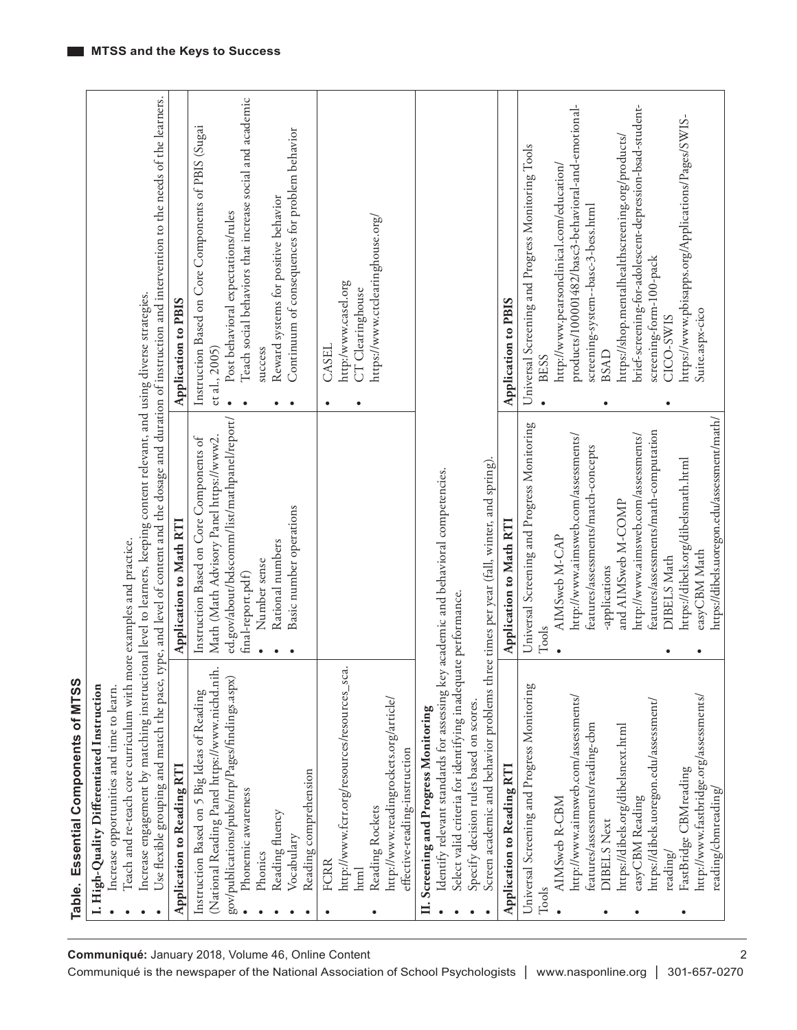**Table. Essential Components of MTSS**

**I. High-Quality Differentiated Instruction**

- Increase opportunities and time to learn.
- Teach and re-teach core curriculum with more examples and practice.
- Increase engagement by matching instructional level to learners, keeping content relevant, and using diverse strategies.
- Use flexible grouping and match the pace, type, and level of content and the dosage and duration of instruction and intervention to the needs of the learners.

| Application to Reading RTI | Application to Math RTI | Application to PBIS |
|---|---|---|
| Instruction Based on 5 Big Ideas of Reading (National Reading Panel https://www.nichd.nih.gov/publications/pubs/nrp/Pages/findings.aspx)<br>• Phonemic awareness<br>• Phonics<br>• Reading fluency<br>• Vocabulary<br>• Reading comprehension | Instruction Based on Core Components of Math (Math Advisory Panel https://www2.ed.gov/about/bdscomm/list/mathpanel/report/final-report.pdf)<br>• Number sense<br>• Rational numbers<br>• Basic number operations | Instruction Based on Core Components of PBIS (Sugai et al., 2005)<br>• Post behavioral expectations/rules<br>• Teach social behaviors that increase social and academic success<br>• Reward systems for positive behavior<br>• Continuum of consequences for problem behavior |
| • FCRR http://www.fcrr.org/resources/resources_sca.html<br>• Reading Rockets http://www.readingrockets.org/article/effective-reading-instruction | | • CASEL http://www.casel.org<br>• CT Clearinghouse https://www.ctclearinghouse.org/ |

**II. Screening and Progress Monitoring**

- Identify relevant standards for assessing key academic and behavioral competencies.
- Select valid criteria for identifying inadequate performance.
- Specify decision rules based on scores.
- Screen academic and behavior problems three times per year (fall, winter, and spring).

| Application to Reading RTI | Application to Math RTI | Application to PBIS |
|---|---|---|
| Universal Screening and Progress Monitoring Tools<br>• AIMSweb R-CBM http://www.aimsweb.com/assessments/features/assessments/reading-cbm<br>• DIBELS Next https://dibels.org/dibelsnext.html<br>• easyCBM Reading https://dibels.uoregon.edu/assessment/reading/<br>• FastBridge CBMreading http://www.fastbridge.org/assessments/reading/cbmreading/ | Universal Screening and Progress Monitoring Tools<br>• AIMSweb M-CAP http://www.aimsweb.com/assessments/features/assessments/match-concepts-applications and AIMSweb M-COMP http://www.aimsweb.com/assessments/features/assessments/math-computation<br>• DIBELS Math https://dibels.org/dibelsmath.html<br>• easyCBM Math https://dibels.uoregon.edu/assessment/math/ | Universal Screening and Progress Monitoring Tools<br>• BESS http://www.pearsonclinical.com/education/products/100001482/basc3-behavioral-and-emotional-screening-system--basc-3-bess.html<br>• BSAD https://shop.mentalhealthscreening.org/products/brief-screening-for-adolescent-depression-bsad-student-screening-form-100-pack<br>• CICO-SWIS https://www.pbisapps.org/Applications/Pages/SWIS-Suite.aspx-cico |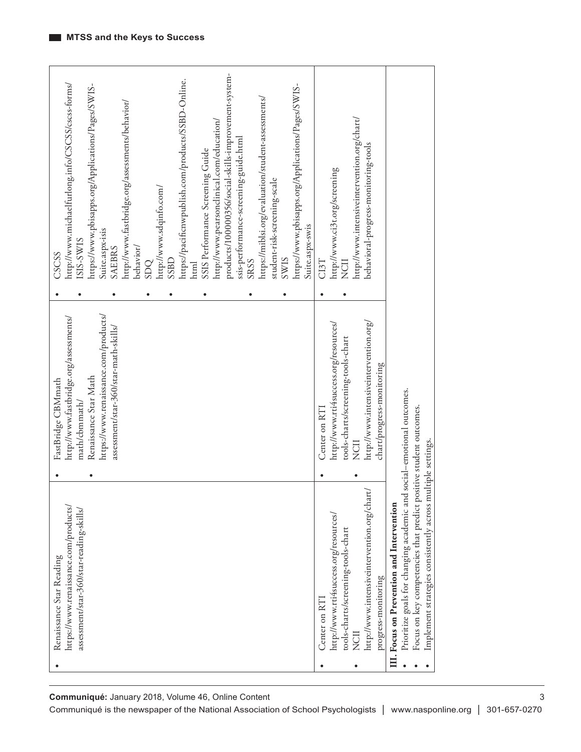| | | |
|---|---|---|
| • Renaissance Star Reading https://www.renaissance.com/products/assessment/star-360/star-reading-skills/ | • FastBridge CBMmath http://www.fastbridge.org/assessments/math/cbmmath/ • Renaissance Star Math https://www.renaissance.com/products/assessment/star-360/star-math-skills/ | • CSCSS http://www.michaelfurlong.info/CSCSS/cscss-forms/ • ISIS-SWIS https://www.pbisapps.org/Applications/Pages/SWIS-Suite.aspx-isis • SAEBRS http://www.fastbridge.org/assessments/behavior/behavior/ • SDQ http://www.sdqinfo.com/ • SSBD https://pacificnwpublish.com/products/SSBD-Online.html • SSIS Performance Screening Guide http://www.pearsonclinical.com/education/products/100000356/social-skills-improvement-system-ssis-performance-screening-guide.html • SRSS https://miblsi.org/evaluation/student-assessments/student-risk-screening-scale • SWIS https://www.pbisapps.org/Applications/Pages/SWIS-Suite.aspx-swis |
| • Center on RTI http://www.rti4success.org/resources/tools-charts/screening-tools-chart • NCII http://www.intensiveintervention.org/chart/progress-monitoring | • Center on RTI http://www.rti4success.org/resources/tools-charts/screening-tools-chart • NCII http://www.intensiveintervention.org/chart/progress-monitoring | • CI3T http://www.ci3t.org/screening • NCII http://www.intensiveintervention.org/chart/behavioral-progress-monitoring-tools |
| **III. Focus on Prevention and Intervention** • Prioritize goals for changing academic and social–emotional outcomes. • Focus on key competencies that predict positive student outcomes. • Implement strategies consistently across multiple settings. | | |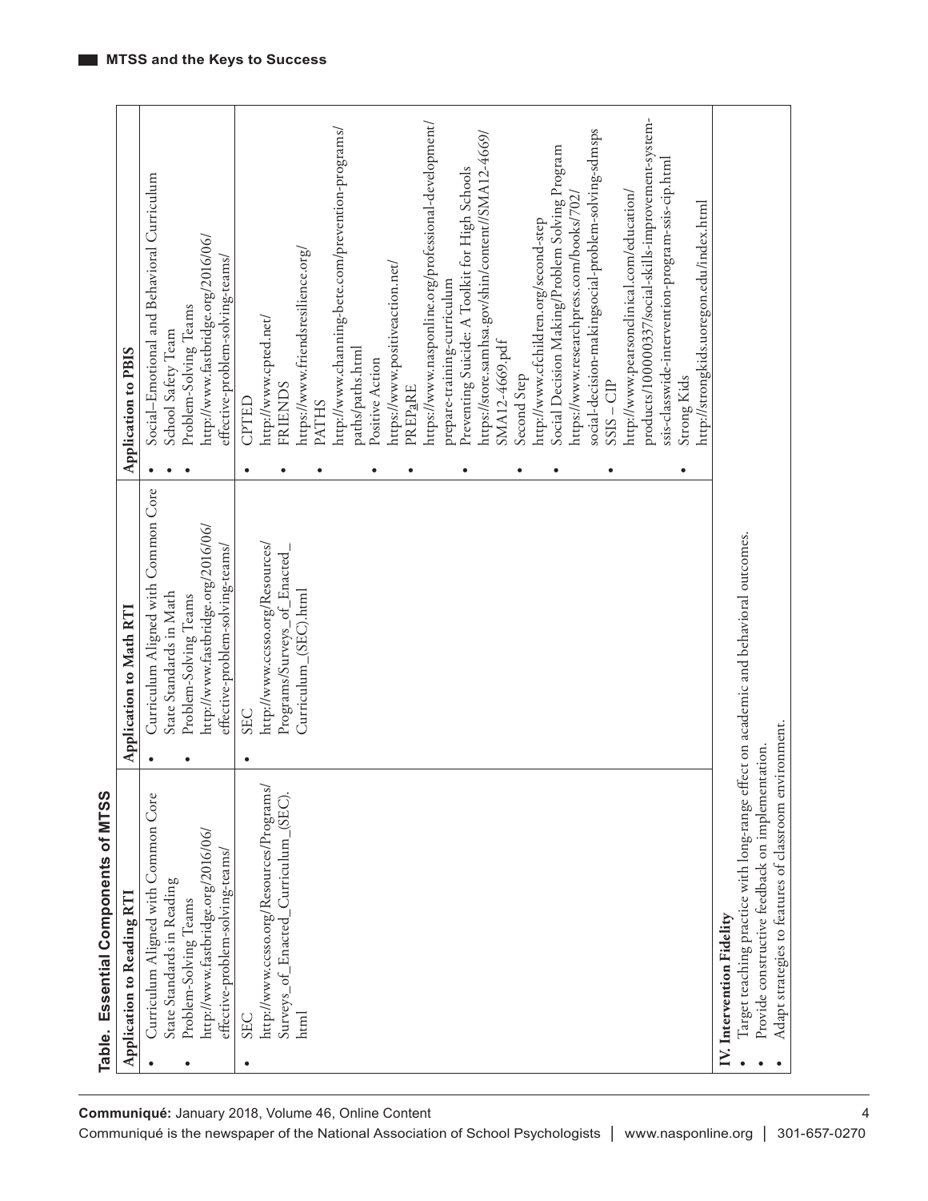**Table. Essential Components of MTSS**

| Application to Reading RTI | Application to Math RTI | Application to PBIS |
|---|---|---|
| • Curriculum Aligned with Common Core State Standards in Reading<br>• Problem-Solving Teams http://www.fastbridge.org/2016/06/effective-problem-solving-teams/ | • Curriculum Aligned with Common Core State Standards in Math<br>• Problem-Solving Teams http://www.fastbridge.org/2016/06/effective-problem-solving-teams/ | • Social–Emotional and Behavioral Curriculum<br>• School Safety Team<br>• Problem-Solving Teams http://www.fastbridge.org/2016/06/effective-problem-solving-teams/ |
| • SEC http://www.ccsso.org/Resources/Programs/Surveys_of_Enacted_Curriculum_(SEC).html | • SEC http://www.ccsso.org/Resources/Programs/Surveys_of_Enacted_Curriculum_(SEC).html | • CPTED http://www.cpted.net/<br>• FRIENDS https://www.friendsresilience.org/<br>• PATHS http://www.channing-bete.com/prevention-programs/paths/paths.html<br>• Positive Action https://www.positiveaction.net/<br>• PREPaRE https://www.nasponline.org/professional-development/prepare-training-curriculum<br>• Preventing Suicide: A Toolkit for High Schools https://store.samhsa.gov/shin/content//SMA12-4669/SMA12-4669.pdf<br>• Second Step http://www.cfchildren.org/second-step<br>• Social Decision Making/Problem Solving Program https://www.researchpress.com/books/702/social-decision-makingsocial-problem-solving-sdmsps<br>• SSIS – CIP http://www.pearsonclinical.com/education/products/100000337/social-skills-improvement-system-ssis-classwide-intervention-program-ssis-cip.html<br>• Strong Kids http://strongkids.uoregon.edu/index.html |
| **IV. Intervention Fidelity**<br>• Target teaching practice with long-range effect on academic and behavioral outcomes.<br>• Provide constructive feedback on implementation.<br>• Adapt strategies to features of classroom environment. | | |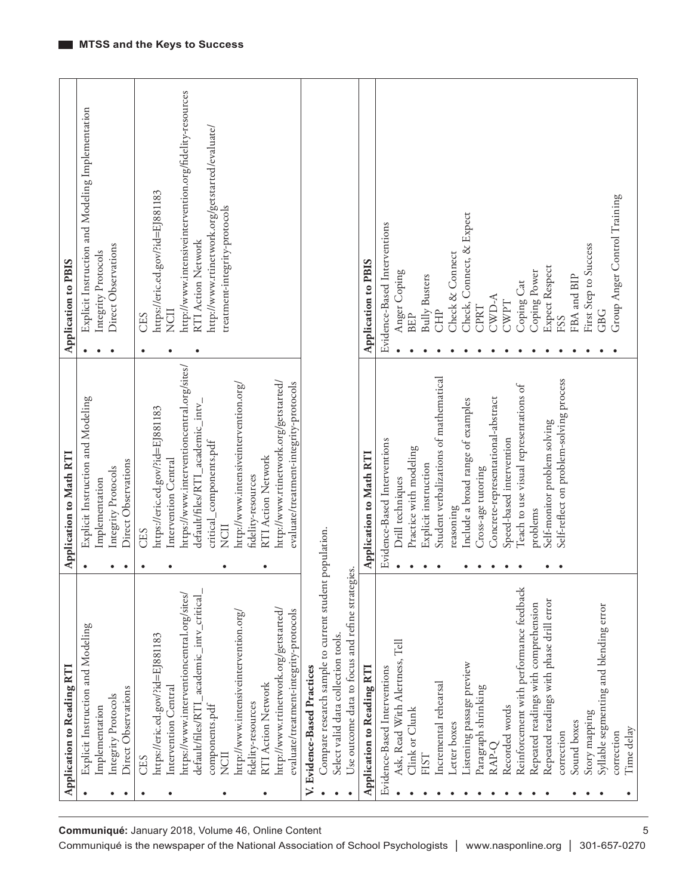| Application to Reading RTI | Application to Math RTI | Application to PBIS |
|---|---|---|
| • Explicit Instruction and Modeling Implementation<br>• Integrity Protocols<br>• Direct Observations | • Explicit Instruction and Modeling Implementation<br>• Integrity Protocols<br>• Direct Observations | • Explicit Instruction and Modeling Implementation<br>• Integrity Protocols<br>• Direct Observations |
| • CES https://eric.ed.gov/?id=EJ881183<br>• Intervention Central https://www.interventioncentral.org/sites/default/files/RTI_academic_intv_critical_components.pdf<br>• NCII http://www.intensiveintervention.org/fidelity-resources<br>• RTI Action Network http://www.rtinetwork.org/getstarted/evaluate/treatment-integrity-protocols | • CES https://eric.ed.gov/?id=EJ881183<br>• Intervention Central https://www.interventioncentral.org/sites/default/files/RTI_academic_intv_critical_components.pdf<br>• NCII http://www.intensiveintervention.org/fidelity-resources<br>• RTI Action Network http://www.rtinetwork.org/getstarted/evaluate/treatment-integrity-protocols | • CES https://eric.ed.gov/?id=EJ881183<br>• NCII http://www.intensiveintervention.org/fidelity-resources<br>• RTI Action Network http://www.rtinetwork.org/getstarted/evaluate/treatment-integrity-protocols |
| **V. Evidence-Based Practices**<br>• Compare research sample to current student population.<br>• Select valid data collection tools.<br>• Use outcome data to focus and refine strategies. | | |
| **Application to Reading RTI** | **Application to Math RTI** | **Application to PBIS** |
| Evidence-Based Interventions<br>• Ask, Read With Alertness, Tell<br>• Clink or Clunk<br>• FIST<br>• Incremental rehearsal<br>• Letter boxes<br>• Listening passage preview<br>• Paragraph shrinking<br>• RAP-Q<br>• Recorded words<br>• Reinforcement with performance feedback<br>• Repeated readings with comprehension<br>• Repeated readings with phase drill error correction<br>• Sound boxes<br>• Story mapping<br>• Syllable segmenting and blending error correction<br>• Time delay | Evidence-Based Interventions<br>• Drill techniques<br>• Practice with modeling<br>• Explicit instruction<br>• Student verbalizations of mathematical reasoning<br>• Include a broad range of examples<br>• Cross-age tutoring<br>• Concrete-representational-abstract<br>• Speed-based intervention<br>• Teach to use visual representations of problems<br>• Self-monitor problem solving<br>• Self-reflect on problem-solving process | Evidence-Based Interventions<br>• Anger Coping<br>• BEP<br>• Bully Busters<br>• CHP<br>• Check & Connect<br>• Check, Connect, & Expect<br>• CPRT<br>• CWD-A<br>• CWPT<br>• Coping Cat<br>• Coping Power<br>• Expect Respect<br>• FSS<br>• FBA and BIP<br>• First Step to Success<br>• GBG<br>• Group Anger Control Training |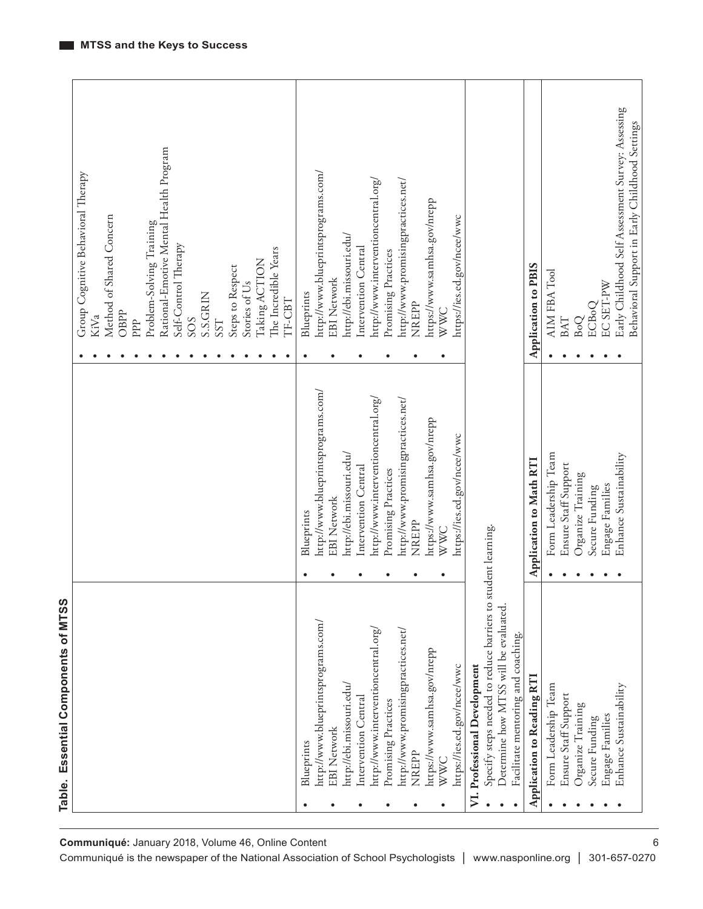**Table. Essential Components of MTSS**

| | | |
|---|---|---|
| | | • Group Cognitive Behavioral Therapy<br>• KiVa<br>• Method of Shared Concern<br>• OBPP<br>• PPP<br>• Problem-Solving Training<br>• Rational-Emotive Mental Health Program<br>• Self-Control Therapy<br>• SOS<br>• S.S.GRIN<br>• SST<br>• Steps to Respect<br>• Stories of Us<br>• Taking ACTION<br>• The Incredible Years<br>• TF-CBT |
| • Blueprints<br>http://www.blueprintsprograms.com/<br>• EBI Network<br>http://ebi.missouri.edu/<br>• Intervention Central<br>http://www.interventioncentral.org/<br>• Promising Practices<br>http://www.promisingpractices.net/<br>• NREPP<br>https://www.samhsa.gov/nrepp<br>• WWC<br>https://ies.ed.gov/ncee/wwc | • Blueprints<br>http://www.blueprintsprograms.com/<br>• EBI Network<br>http://ebi.missouri.edu/<br>• Intervention Central<br>http://www.interventioncentral.org/<br>• Promising Practices<br>http://www.promisingpractices.net/<br>• NREPP<br>https://www.samhsa.gov/nrepp<br>• WWC<br>https://ies.ed.gov/ncee/wwc | • Blueprints<br>http://www.blueprintsprograms.com/<br>• EBI Network<br>http://ebi.missouri.edu/<br>• Intervention Central<br>http://www.interventioncentral.org/<br>• Promising Practices<br>http://www.promisingpractices.net/<br>• NREPP<br>https://www.samhsa.gov/nrepp<br>• WWC<br>https://ies.ed.gov/ncee/wwc |
| **VI. Professional Development**<br>• Specify steps needed to reduce barriers to student learning.<br>• Determine how MTSS will be evaluated.<br>• Facilitate mentoring and coaching. | | |
| **Application to Reading RTI** | **Application to Math RTI** | **Application to PBIS** |
| • Form Leadership Team<br>• Ensure Staff Support<br>• Organize Training<br>• Secure Funding<br>• Engage Families<br>• Enhance Sustainability | • Form Leadership Team<br>• Ensure Staff Support<br>• Organize Training<br>• Secure Funding<br>• Engage Families<br>• Enhance Sustainability | • AIM FBA Tool<br>• BAT<br>• BoQ<br>• ECBoQ<br>• EC SET-PW<br>• Early Childhood Self Assessment Survey: Assessing Behavioral Support in Early Childhood Settings |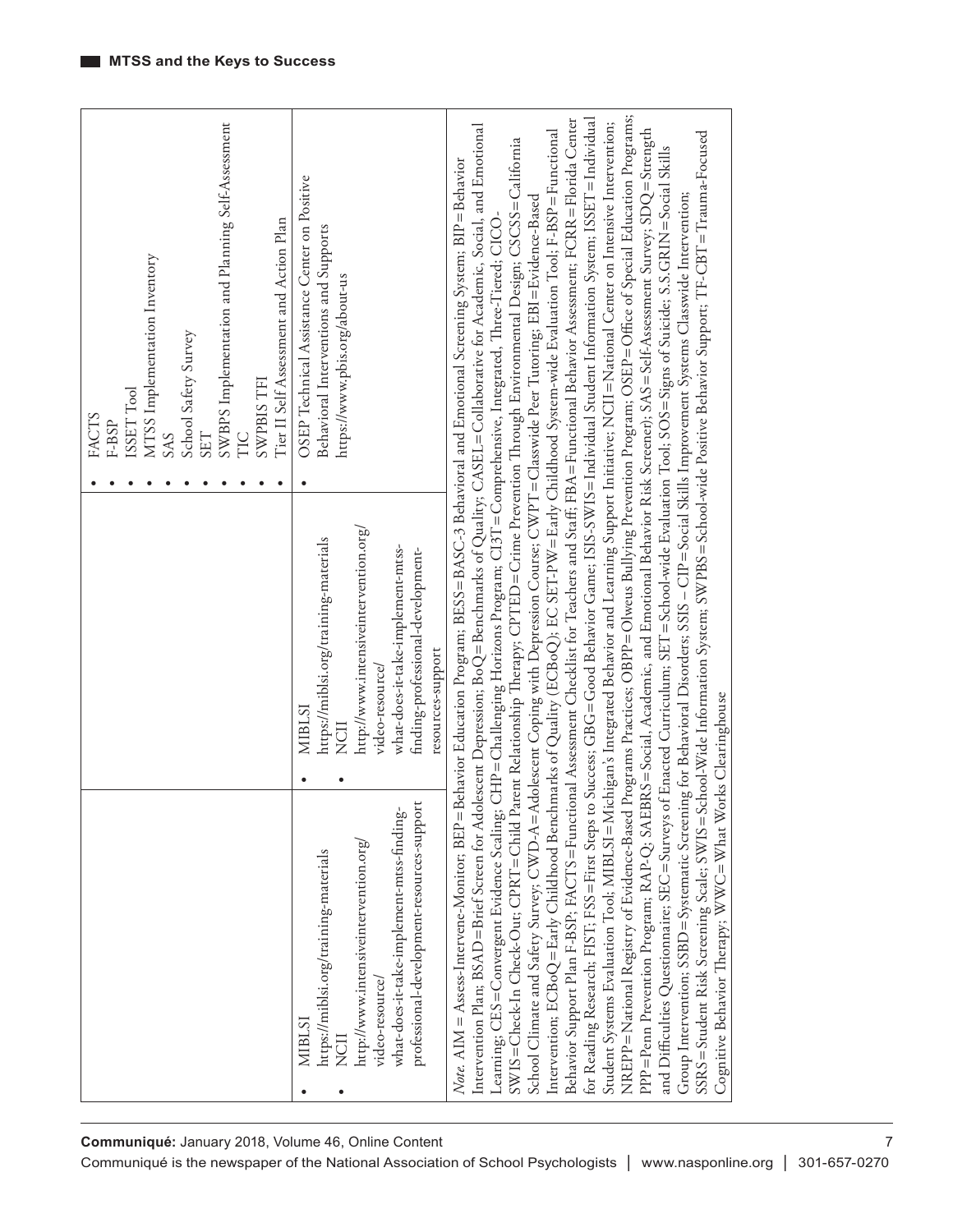| | | |
|---|---|---|
| | | • FACTS<br>• F-BSP<br>• ISSET Tool<br>• MTSS Implementation Inventory<br>• SAS<br>• School Safety Survey<br>• SET<br>• SWBPS Implementation and Planning Self-Assessment<br>• TIC<br>• SWPBIS TFI<br>• Tier II Self Assessment and Action Plan |
| • MIBLSI<br>https://miblsi.org/training-materials<br>• NCII<br>http://www.intensiveintervention.org/video-resource/what-does-it-take-implement-mtss-finding-professional-development-resources-support | • MIBLSI<br>https://miblsi.org/training-materials<br>• NCII<br>http://www.intensiveintervention.org/video-resource/what-does-it-take-implement-mtss-finding-professional-development-resources-support | • OSEP Technical Assistance Center on Positive Behavioral Interventions and Supports<br>https://www.pbis.org/about-us |

*Note.* AIM = Assess-Intervene-Monitor; BEP=Behavior Education Program; BESS=BASC-3 Behavioral and Emotional Screening System; BIP=Behavior Intervention Plan; BSAD=Brief Screen for Adolescent Depression; BoQ=Benchmarks of Quality; CASEL=Collaborative for Academic, Social, and Emotional Learning; CES=Convergent Evidence Scaling; CHP=Challenging Horizons Program; CI3T=Comprehensive, Integrated, Three-Tiered; CICO-SWIS=Check-In Check-Out; CPRT=Child Parent Relationship Therapy; CPTED=Crime Prevention Through Environmental Design; CSCSS=California School Climate and Safety Survey; CWD-A=Adolescent Coping with Depression Course; CWPT=Classwide Peer Tutoring; EBI=Evidence-Based Intervention; ECBoQ=Early Childhood Benchmarks of Quality (ECBoQ); EC SET-PW=Early Childhood System-wide Evaluation Tool; F-BSP=Functional Behavior Support Plan F-BSP; FACTS=Functional Assessment Checklist for Teachers and Staff; FBA=Functional Behavior Assessment; FCRR=Florida Center for Reading Research; FIST; FSS=First Steps to Success; GBG=Good Behavior Game; ISIS-SWIS=Individual Student Information System; ISSET=Individual Student Systems Evaluation Tool; MIBLSI=Michigan's Integrated Behavior and Learning Support Initiative; NCII=National Center on Intensive Intervention; NREPP=National Registry of Evidence-Based Programs Practices; OBPP=Olweus Bullying Prevention Program; OSEP=Office of Special Education Programs; PPP=Penn Prevention Program; RAP-Q; SAEBRS=Social, Academic, and Emotional Behavior Risk Screener); SAS=Self-Assessment Survey; SDQ=Strength and Difficulties Questionnaire; SEC=Surveys of Enacted Curriculum; SET=School-wide Evaluation Tool; SOS=Signs of Suicide; S.S.GRIN=Social Skills Group Intervention; SSBD=Systematic Screening for Behavioral Disorders; SSIS – CIP=Social Skills Improvement Systems Classwide Intervention; SSRS=Student Risk Screening Scale; SWIS=School-Wide Information System; SWPBS=School-wide Positive Behavior Support; TF-CBT=Trauma-Focused Cognitive Behavior Therapy; WWC=What Works Clearinghouse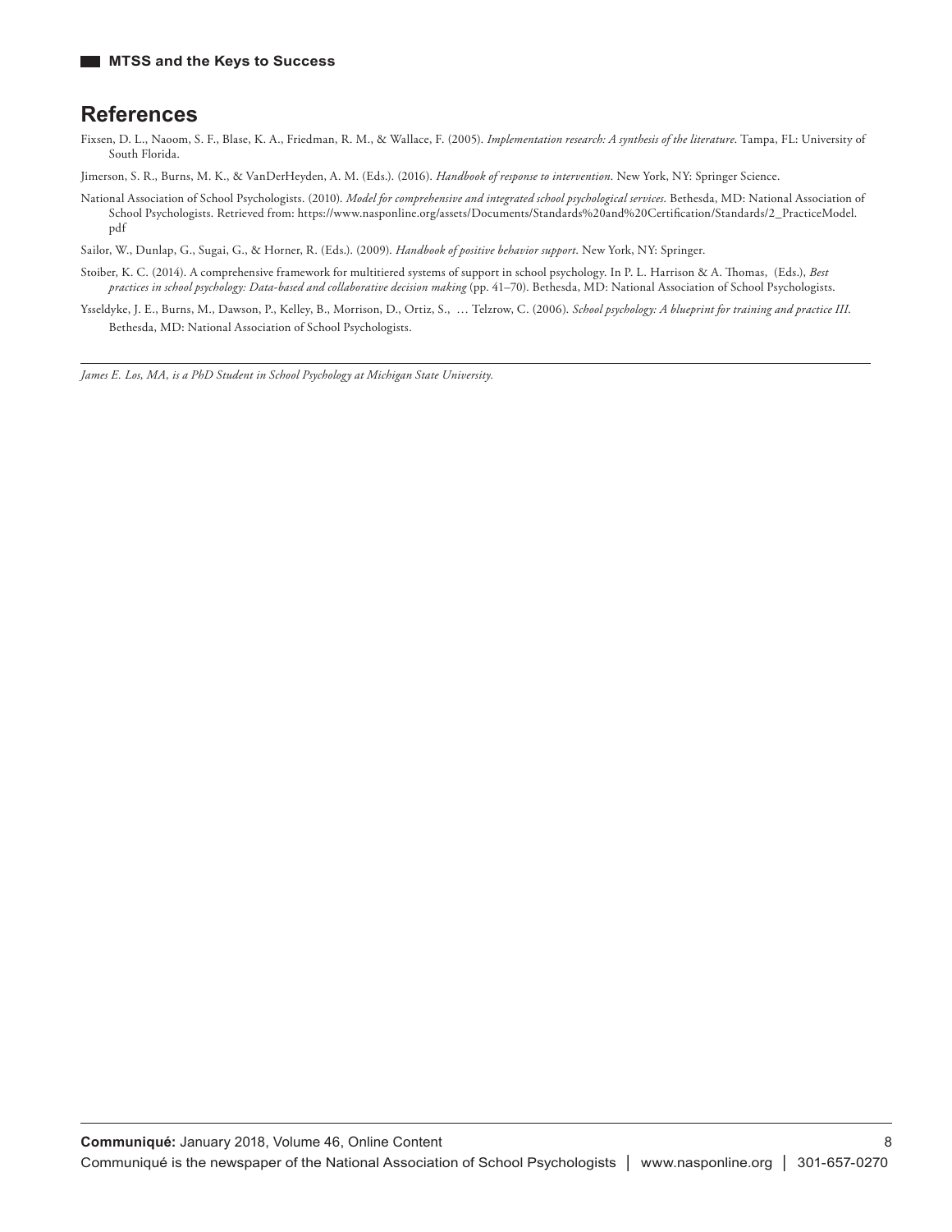## References

Fixsen, D. L., Naoom, S. F., Blase, K. A., Friedman, R. M., & Wallace, F. (2005). *Implementation research: A synthesis of the literature*. Tampa, FL: University of South Florida.

Jimerson, S. R., Burns, M. K., & VanDerHeyden, A. M. (Eds.). (2016). *Handbook of response to intervention*. New York, NY: Springer Science.

National Association of School Psychologists. (2010). *Model for comprehensive and integrated school psychological services*. Bethesda, MD: National Association of School Psychologists. Retrieved from: https://www.nasponline.org/assets/Documents/Standards%20and%20Certification/Standards/2_PracticeModel.pdf

Sailor, W., Dunlap, G., Sugai, G., & Horner, R. (Eds.). (2009). *Handbook of positive behavior support*. New York, NY: Springer.

Stoiber, K. C. (2014). A comprehensive framework for multitiered systems of support in school psychology. In P. L. Harrison & A. Thomas, (Eds.), *Best practices in school psychology: Data-based and collaborative decision making* (pp. 41–70). Bethesda, MD: National Association of School Psychologists.

Ysseldyke, J. E., Burns, M., Dawson, P., Kelley, B., Morrison, D., Ortiz, S., … Telzrow, C. (2006). *School psychology: A blueprint for training and practice III*. Bethesda, MD: National Association of School Psychologists.

---

*James E. Los, MA, is a PhD Student in School Psychology at Michigan State University.*